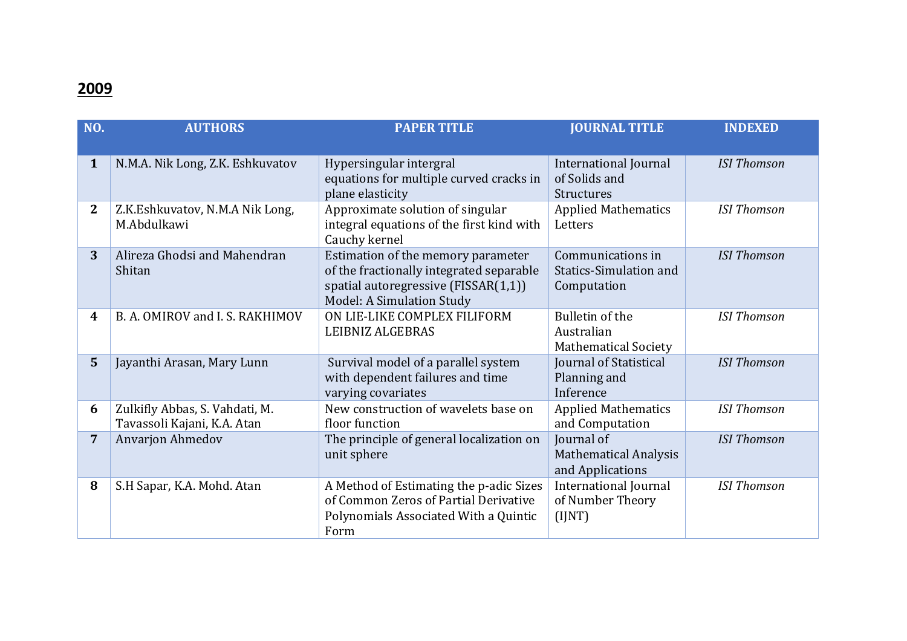## 2009

| NO. | AUTHORS | PAPER TITLE | JOURNAL TITLE | INDEXED |
|---|---|---|---|---|
| **1** | N.M.A. Nik Long, Z.K. Eshkuvatov | Hypersingular intergral equations for multiple curved cracks in plane elasticity | International Journal of Solids and Structures | *ISI Thomson* |
| **2** | Z.K.Eshkuvatov, N.M.A Nik Long, M.Abdulkawi | Approximate solution of singular integral equations of the first kind with Cauchy kernel | Applied Mathematics Letters | *ISI Thomson* |
| **3** | Alireza Ghodsi and Mahendran Shitan | Estimation of the memory parameter of the fractionally integrated separable spatial autoregressive (FISSAR(1,1)) Model: A Simulation Study | Communications in Statics-Simulation and Computation | *ISI Thomson* |
| **4** | B. A. OMIROV and I. S. RAKHIMOV | ON LIE-LIKE COMPLEX FILIFORM LEIBNIZ ALGEBRAS | Bulletin of the Australian Mathematical Society | *ISI Thomson* |
| **5** | Jayanthi Arasan, Mary Lunn | Survival model of a parallel system with dependent failures and time varying covariates | Journal of Statistical Planning and Inference | *ISI Thomson* |
| **6** | Zulkifly Abbas, S. Vahdati, M. Tavassoli Kajani, K.A. Atan | New construction of wavelets base on floor function | Applied Mathematics and Computation | *ISI Thomson* |
| **7** | Anvarjon Ahmedov | The principle of general localization on unit sphere | Journal of Mathematical Analysis and Applications | *ISI Thomson* |
| **8** | S.H Sapar, K.A. Mohd. Atan | A Method of Estimating the p-adic Sizes of Common Zeros of Partial Derivative Polynomials Associated With a Quintic Form | International Journal of Number Theory (IJNT) | *ISI Thomson* |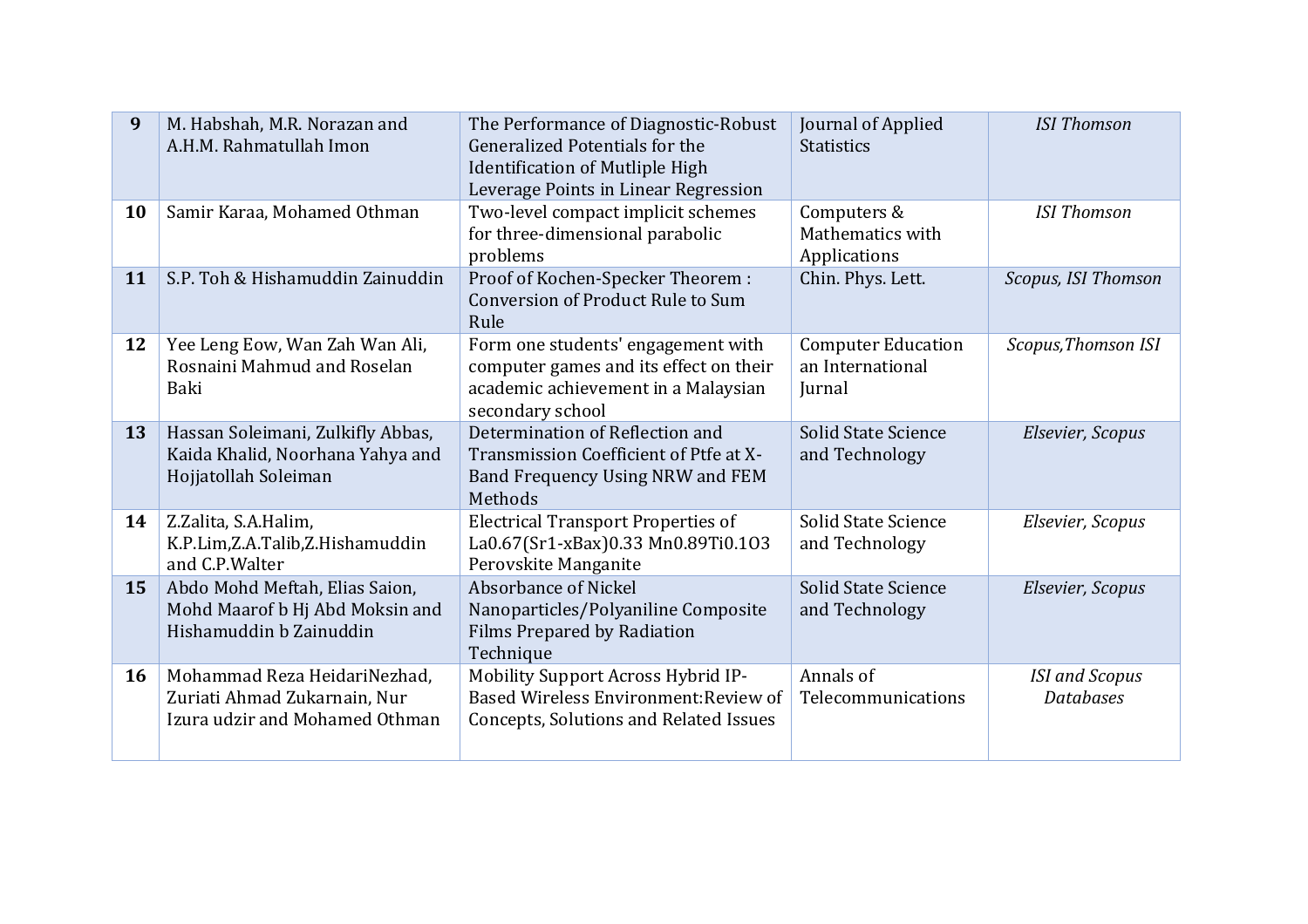| | | | | |
|---|---|---|---|---|
| **9** | M. Habshah, M.R. Norazan and A.H.M. Rahmatullah Imon | The Performance of Diagnostic-Robust Generalized Potentials for the Identification of Mutliple High Leverage Points in Linear Regression | Journal of Applied Statistics | *ISI Thomson* |
| **10** | Samir Karaa, Mohamed Othman | Two-level compact implicit schemes for three-dimensional parabolic problems | Computers & Mathematics with Applications | *ISI Thomson* |
| **11** | S.P. Toh & Hishamuddin Zainuddin | Proof of Kochen-Specker Theorem : Conversion of Product Rule to Sum Rule | Chin. Phys. Lett. | *Scopus, ISI Thomson* |
| **12** | Yee Leng Eow, Wan Zah Wan Ali, Rosnaini Mahmud and Roselan Baki | Form one students' engagement with computer games and its effect on their academic achievement in a Malaysian secondary school | Computer Education an International Jurnal | *Scopus,Thomson ISI* |
| **13** | Hassan Soleimani, Zulkifly Abbas, Kaida Khalid, Noorhana Yahya and Hojjatollah Soleiman | Determination of Reflection and Transmission Coefficient of Ptfe at X-Band Frequency Using NRW and FEM Methods | Solid State Science and Technology | *Elsevier, Scopus* |
| **14** | Z.Zalita, S.A.Halim, K.P.Lim,Z.A.Talib,Z.Hishamuddin and C.P.Walter | Electrical Transport Properties of La0.67(Sr1-xBax)0.33 Mn0.89Ti0.1O3 Perovskite Manganite | Solid State Science and Technology | *Elsevier, Scopus* |
| **15** | Abdo Mohd Meftah, Elias Saion, Mohd Maarof b Hj Abd Moksin and Hishamuddin b Zainuddin | Absorbance of Nickel Nanoparticles/Polyaniline Composite Films Prepared by Radiation Technique | Solid State Science and Technology | *Elsevier, Scopus* |
| **16** | Mohammad Reza HeidariNezhad, Zuriati Ahmad Zukarnain, Nur Izura udzir and Mohamed Othman | Mobility Support Across Hybrid IP-Based Wireless Environment:Review of Concepts, Solutions and Related Issues | Annals of Telecommunications | *ISI and Scopus Databases* |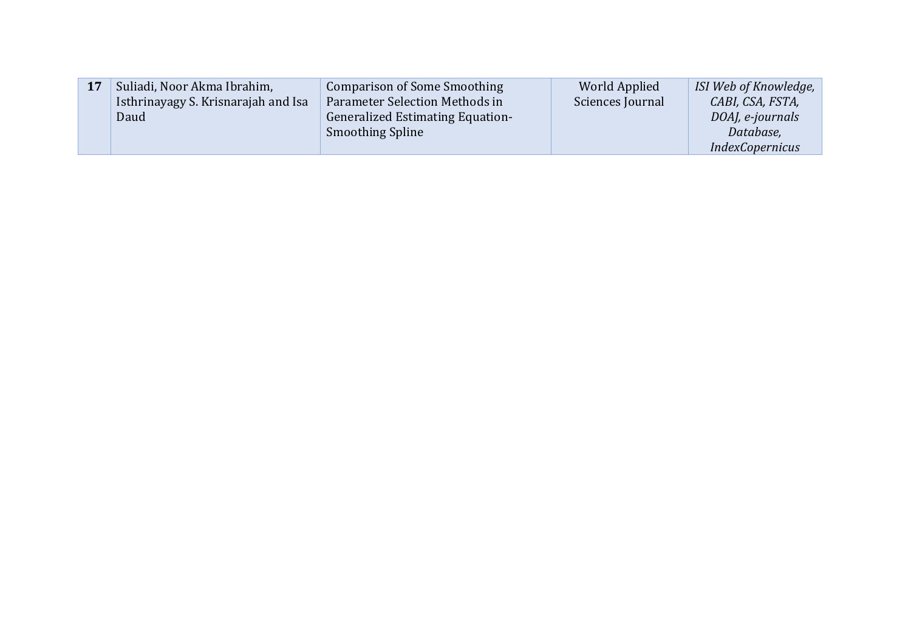| | | | | |
|---|---|---|---|---|
| **17** | Suliadi, Noor Akma Ibrahim, Isthrinayagy S. Krisnarajah and Isa Daud | Comparison of Some Smoothing Parameter Selection Methods in Generalized Estimating Equation-Smoothing Spline | World Applied Sciences Journal | *ISI Web of Knowledge, CABI, CSA, FSTA, DOAJ, e-journals Database, IndexCopernicus* |